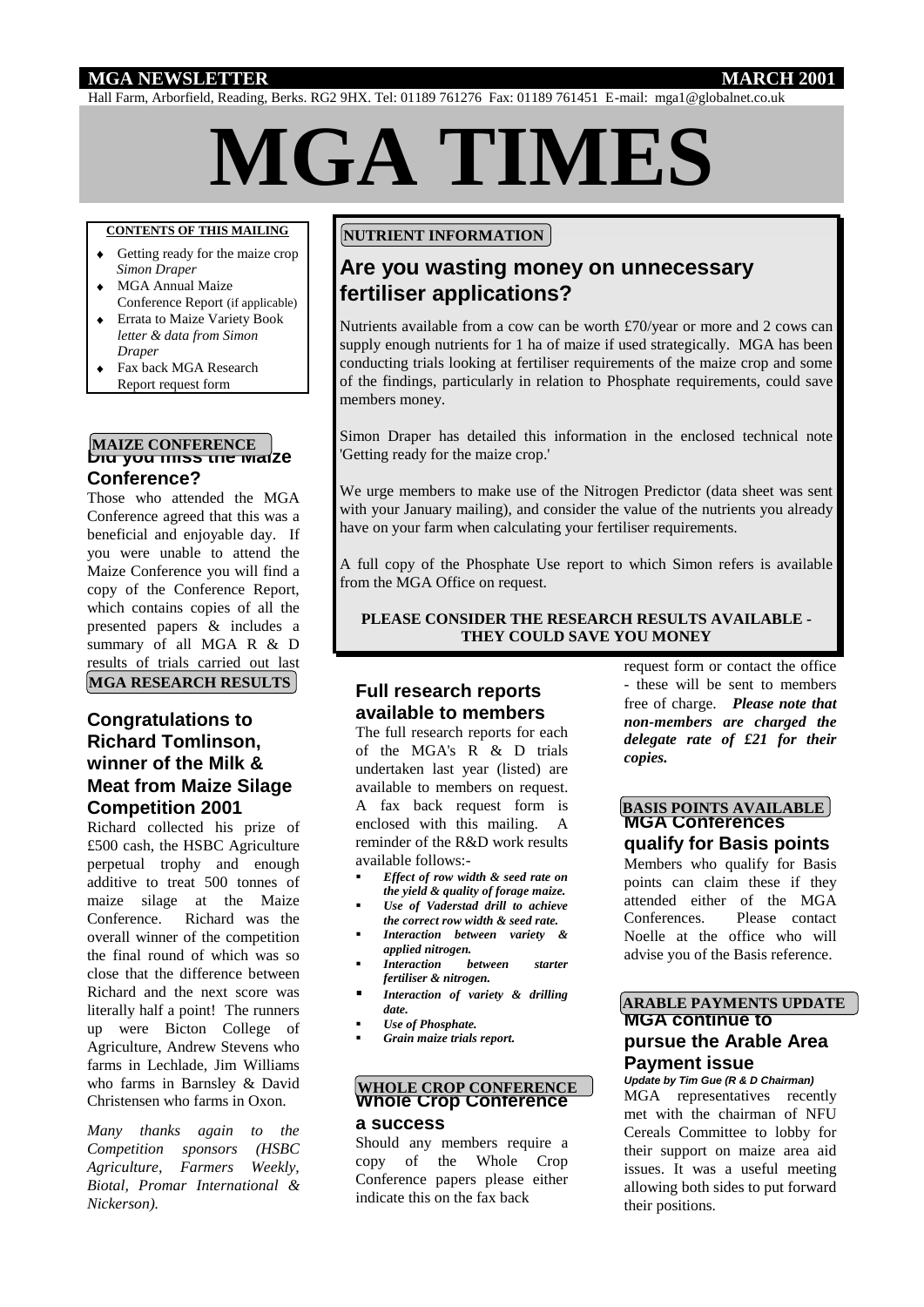**MGA NEWSLETTER** **MARCH 2001**

Hall Farm, Arborfield, Reading, Berks. RG2 9HX. Tel: 01189 761276 Fax: 01189 761451 E-mail: mga1@globalnet.co.uk

# MGA TIMES

**CONTENTS OF THIS MAILING**

- Getting ready for the maize crop *Simon Draper*
- MGA Annual Maize Conference Report (if applicable)
- Errata to Maize Variety Book *letter & data from Simon Draper*
- Fax back MGA Research Report request form

**MAIZE CONFERENCE**

## Did you miss the Maize Conference?

Those who attended the MGA Conference agreed that this was a beneficial and enjoyable day. If you were unable to attend the Maize Conference you will find a copy of the Conference Report, which contains copies of all the presented papers & includes a summary of all MGA R & D results of trials carried out last

**MGA RESEARCH RESULTS**

## Congratulations to Richard Tomlinson, winner of the Milk & Meat from Maize Silage Competition 2001

Richard collected his prize of £500 cash, the HSBC Agriculture perpetual trophy and enough additive to treat 500 tonnes of maize silage at the Maize Conference. Richard was the overall winner of the competition the final round of which was so close that the difference between Richard and the next score was literally half a point! The runners up were Bicton College of Agriculture, Andrew Stevens who farms in Lechlade, Jim Williams who farms in Barnsley & David Christensen who farms in Oxon.

*Many thanks again to the Competition sponsors (HSBC Agriculture, Farmers Weekly, Biotal, Promar International & Nickerson).*

**NUTRIENT INFORMATION**

## Are you wasting money on unnecessary fertiliser applications?

Nutrients available from a cow can be worth £70/year or more and 2 cows can supply enough nutrients for 1 ha of maize if used strategically. MGA has been conducting trials looking at fertiliser requirements of the maize crop and some of the findings, particularly in relation to Phosphate requirements, could save members money.

Simon Draper has detailed this information in the enclosed technical note 'Getting ready for the maize crop.'

We urge members to make use of the Nitrogen Predictor (data sheet was sent with your January mailing), and consider the value of the nutrients you already have on your farm when calculating your fertiliser requirements.

A full copy of the Phosphate Use report to which Simon refers is available from the MGA Office on request.

**PLEASE CONSIDER THE RESEARCH RESULTS AVAILABLE - THEY COULD SAVE YOU MONEY**

## Full research reports available to members

The full research reports for each of the MGA's R & D trials undertaken last year (listed) are available to members on request. A fax back request form is enclosed with this mailing. A reminder of the R&D work results available follows:-

- ***Effect of row width & seed rate on the yield & quality of forage maize.***
- ***Use of Vaderstad drill to achieve the correct row width & seed rate.***
- ***Interaction between variety & applied nitrogen.***
- ***Interaction between starter fertiliser & nitrogen.***
- ***Interaction of variety & drilling date.***
- ***Use of Phosphate.***
- ***Grain maize trials report.***

**WHOLE CROP CONFERENCE**

## Whole Crop Conference a success

Should any members require a copy of the Whole Crop Conference papers please either indicate this on the fax back request form or contact the office - these will be sent to members free of charge. ***Please note that non-members are charged the delegate rate of £21 for their copies.***

**BASIS POINTS AVAILABLE**

## MGA Conferences qualify for Basis points

Members who qualify for Basis points can claim these if they attended either of the MGA Conferences. Please contact Noelle at the office who will advise you of the Basis reference.

**ARABLE PAYMENTS UPDATE**

## MGA continue to pursue the Arable Area Payment issue

***Update by Tim Gue (R & D Chairman)***

MGA representatives recently met with the chairman of NFU Cereals Committee to lobby for their support on maize area aid issues. It was a useful meeting allowing both sides to put forward their positions.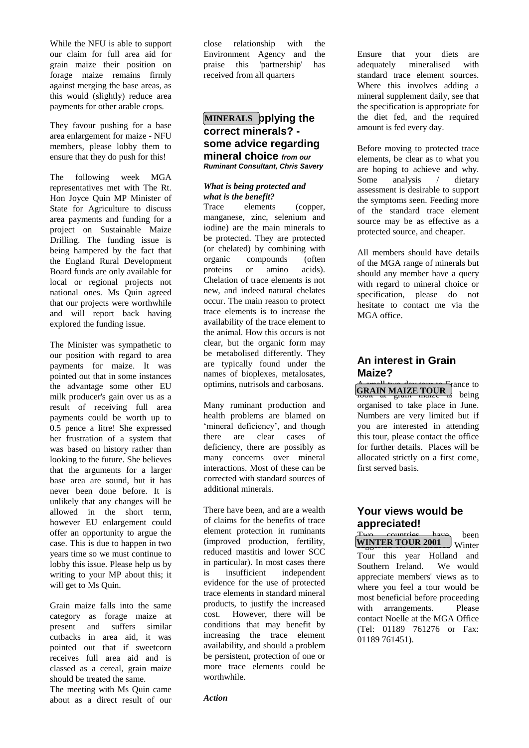While the NFU is able to support our claim for full area aid for grain maize their position on forage maize remains firmly against merging the base areas, as this would (slightly) reduce area payments for other arable crops.

They favour pushing for a base area enlargement for maize - NFU members, please lobby them to ensure that they do push for this!

The following week MGA representatives met with The Rt. Hon Joyce Quin MP Minister of State for Agriculture to discuss area payments and funding for a project on Sustainable Maize Drilling. The funding issue is being hampered by the fact that the England Rural Development Board funds are only available for local or regional projects not national ones. Ms Quin agreed that our projects were worthwhile and will report back having explored the funding issue.

The Minister was sympathetic to our position with regard to area payments for maize. It was pointed out that in some instances the advantage some other EU milk producer's gain over us as a result of receiving full area payments could be worth up to 0.5 pence a litre! She expressed her frustration of a system that was based on history rather than looking to the future. She believes that the arguments for a larger base area are sound, but it has never been done before. It is unlikely that any changes will be allowed in the short term, however EU enlargement could offer an opportunity to argue the case. This is due to happen in two years time so we must continue to lobby this issue. Please help us by writing to your MP about this; it will get to Ms Quin.

Grain maize falls into the same category as forage maize at present and suffers similar cutbacks in area aid, it was pointed out that if sweetcorn receives full area aid and is classed as a cereal, grain maize should be treated the same.

The meeting with Ms Quin came about as a direct result of our close relationship with the Environment Agency and the praise this 'partnership' has received from all quarters

MINERALS

## Applying the correct minerals? - some advice regarding mineral choice *from our Ruminant Consultant, Chris Savery*

***What is being protected and what is the benefit?***

Trace elements (copper, manganese, zinc, selenium and iodine) are the main minerals to be protected. They are protected (or chelated) by combining with organic compounds (often proteins or amino acids). Chelation of trace elements is not new, and indeed natural chelates occur. The main reason to protect trace elements is to increase the availability of the trace element to the animal. How this occurs is not clear, but the organic form may be metabolised differently. They are typically found under the names of bioplexes, metalosates, optimins, nutrisols and carbosans.

Many ruminant production and health problems are blamed on 'mineral deficiency', and though there are clear cases of deficiency, there are possibly as many concerns over mineral interactions. Most of these can be corrected with standard sources of additional minerals.

There have been, and are a wealth of claims for the benefits of trace element protection in ruminants (improved production, fertility, reduced mastitis and lower SCC in particular). In most cases there is insufficient independent evidence for the use of protected trace elements in standard mineral products, to justify the increased cost. However, there will be conditions that may benefit by increasing the trace element availability, and should a problem be persistent, protection of one or more trace elements could be worthwhile.

***Action***

Ensure that your diets are adequately mineralised with standard trace element sources. Where this involves adding a mineral supplement daily, see that the specification is appropriate for the diet fed, and the required amount is fed every day.

Before moving to protected trace elements, be clear as to what you are hoping to achieve and why. Some analysis / dietary assessment is desirable to support the symptoms seen. Feeding more of the standard trace element source may be as effective as a protected source, and cheaper.

All members should have details of the MGA range of minerals but should any member have a query with regard to mineral choice or specification, please do not hesitate to contact me via the MGA office.

## An interest in Grain Maize?

GRAIN MAIZE TOUR

A small two day tour to France to look at grain maize is being organised to take place in June. Numbers are very limited but if you are interested in attending this tour, please contact the office for further details. Places will be allocated strictly on a first come, first served basis.

## Your views would be appreciated!

WINTER TOUR 2001

Two countries have been suggested for the 2001 Winter Tour this year Holland and Southern Ireland. We would appreciate members' views as to where you feel a tour would be most beneficial before proceeding with arrangements. Please contact Noelle at the MGA Office (Tel: 01189 761276 or Fax: 01189 761451).